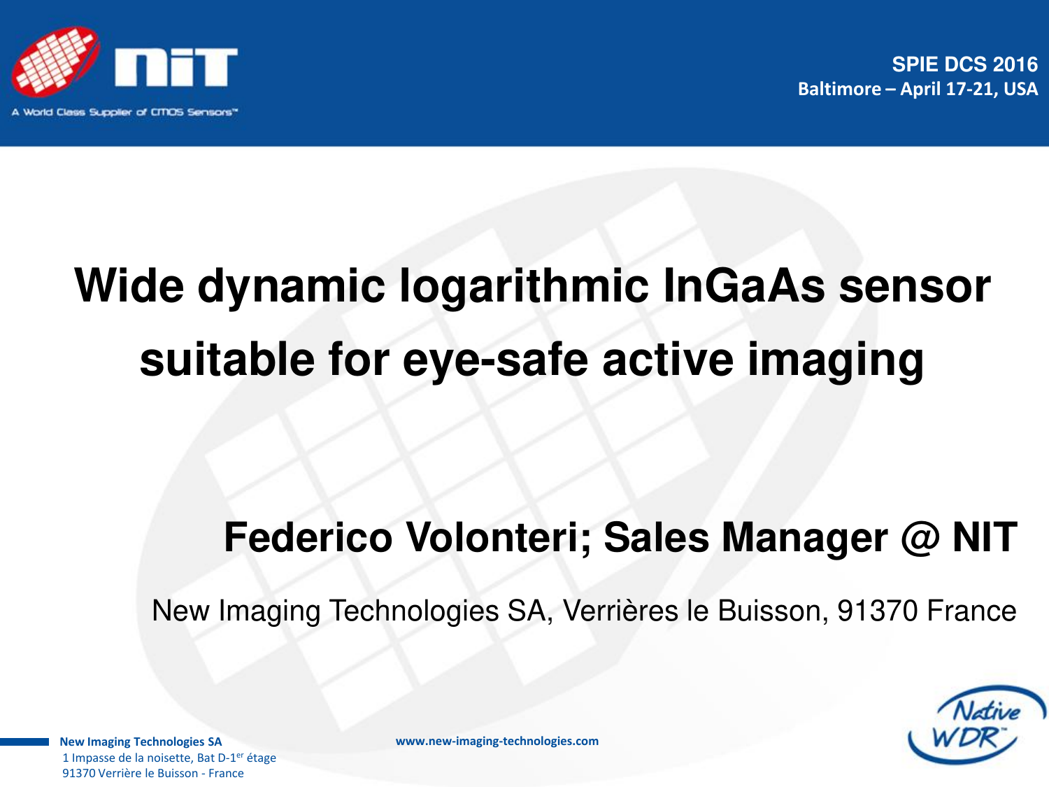SPIE DCS 2016
Baltimore – April 17-21, USA

# Wide dynamic logarithmic InGaAs sensor suitable for eye-safe active imaging

**Federico Volonteri; Sales Manager @ NIT**

New Imaging Technologies SA, Verrières le Buisson, 91370 France

**New Imaging Technologies SA**
1 Impasse de la noisette, Bat D-1er étage
91370 Verrière le Buisson - France

**www.new-imaging-technologies.com**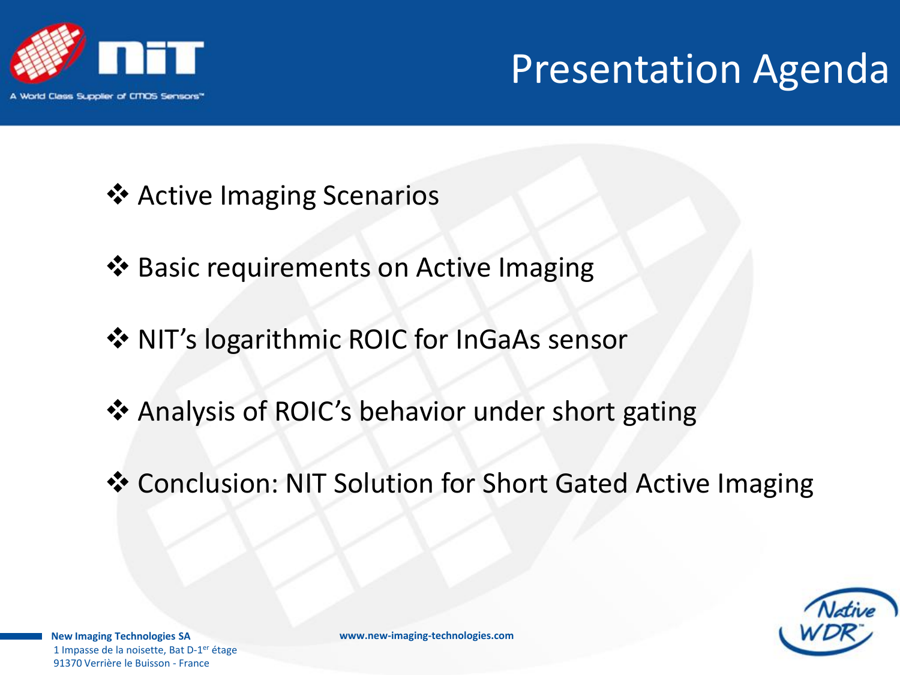# Presentation Agenda

- Active Imaging Scenarios
- Basic requirements on Active Imaging
- NIT's logarithmic ROIC for InGaAs sensor
- Analysis of ROIC's behavior under short gating
- Conclusion: NIT Solution for Short Gated Active Imaging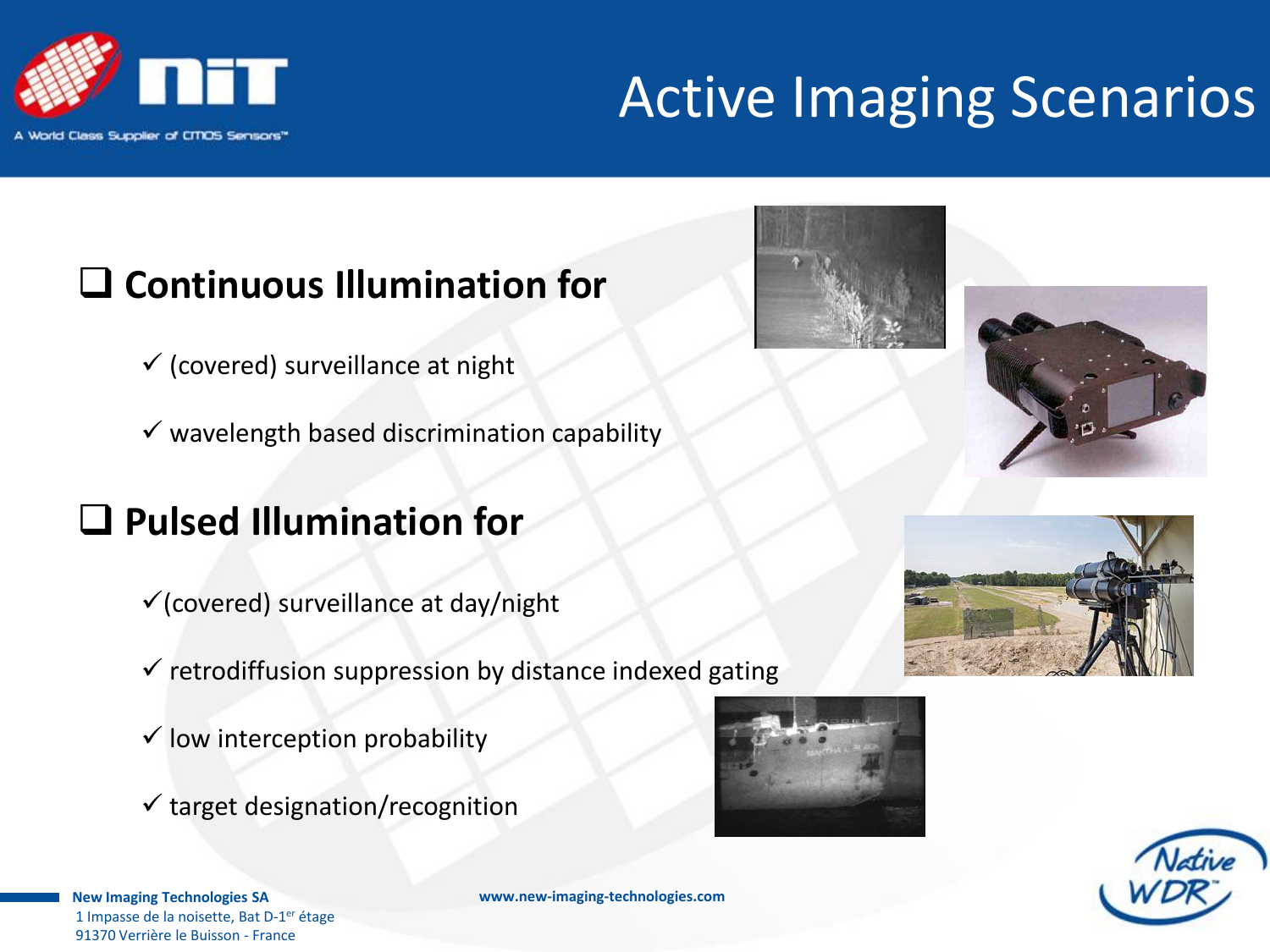# Active Imaging Scenarios

## ❑ Continuous Illumination for

- ✓ (covered) surveillance at night
- ✓ wavelength based discrimination capability

## ❑ Pulsed Illumination for

- ✓ (covered) surveillance at day/night
- ✓ retrodiffusion suppression by distance indexed gating
- ✓ low interception probability
- ✓ target designation/recognition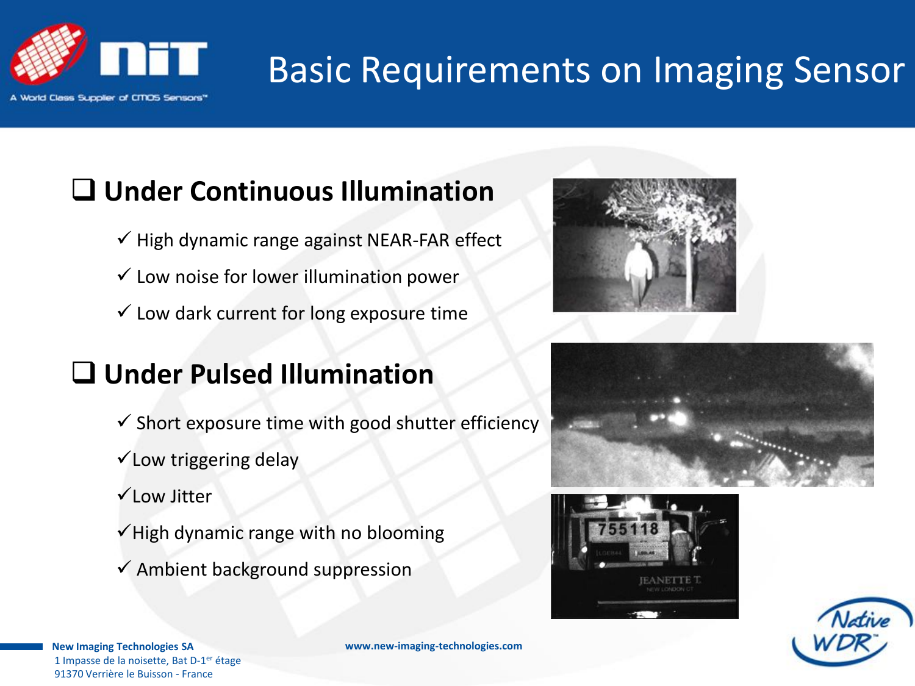# Basic Requirements on Imaging Sensor

## Under Continuous Illumination

- ✓ High dynamic range against NEAR-FAR effect
- ✓ Low noise for lower illumination power
- ✓ Low dark current for long exposure time

## Under Pulsed Illumination

- ✓ Short exposure time with good shutter efficiency
- ✓ Low triggering delay
- ✓ Low Jitter
- ✓ High dynamic range with no blooming
- ✓ Ambient background suppression

**New Imaging Technologies SA**
1 Impasse de la noisette, Bat D-1er étage
91370 Verrière le Buisson - France

**www.new-imaging-technologies.com**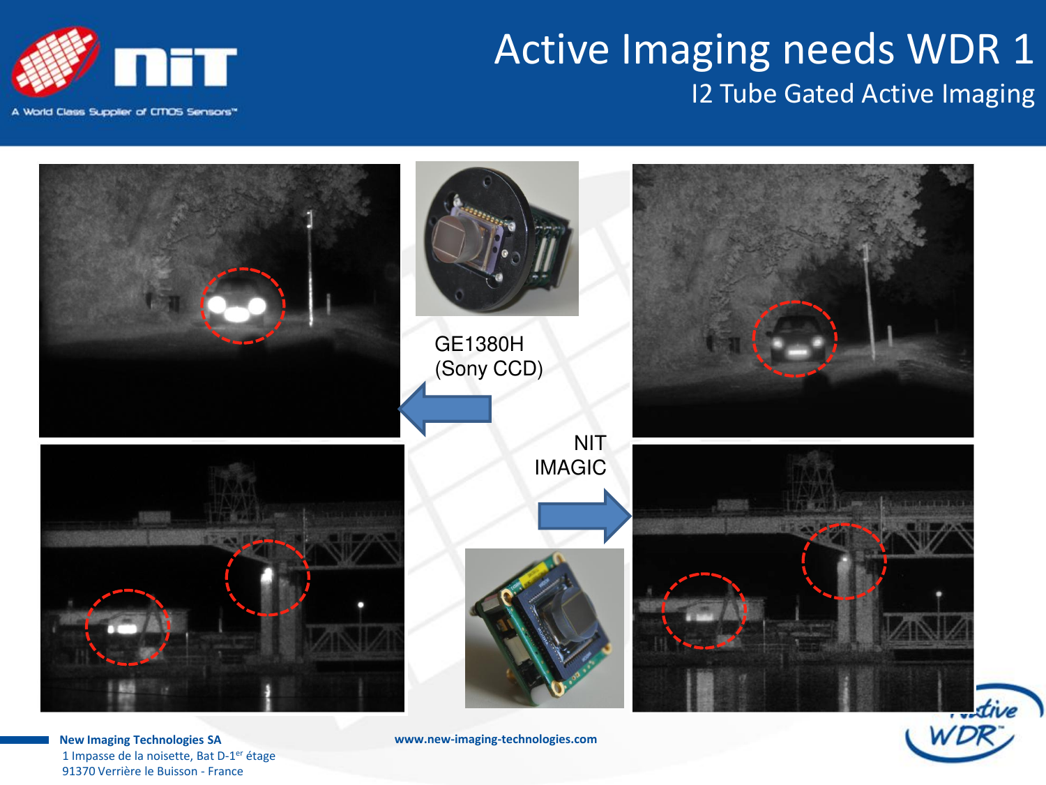# Active Imaging needs WDR 1

## I2 Tube Gated Active Imaging

GE1380H
(Sony CCD)

NIT
IMAGIC

**New Imaging Technologies SA**
1 Impasse de la noisette, Bat D-1er étage
91370 Verrière le Buisson - France

**www.new-imaging-technologies.com**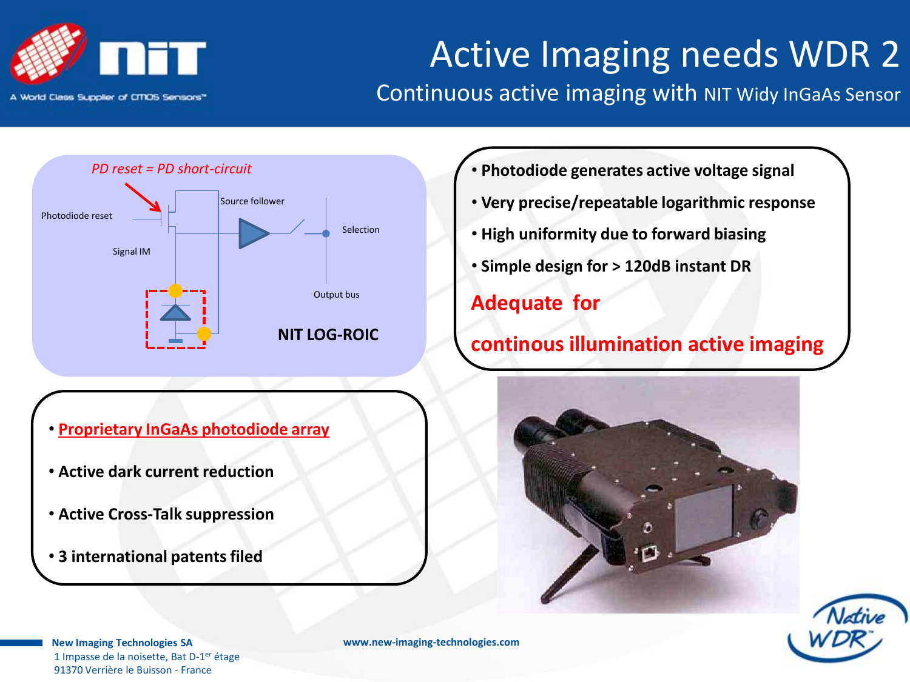# Active Imaging needs WDR 2

## Continuous active imaging with NIT Widy InGaAs Sensor

*PD reset = PD short-circuit*

Photodiode reset

Signal IM

Source follower

Selection

Output bus

**NIT LOG-ROIC**

- **Photodiode generates active voltage signal**
- **Very precise/repeatable logarithmic response**
- **High uniformity due to forward biasing**
- **Simple design for > 120dB instant DR**

**Adequate for**

**continous illumination active imaging**

- **Proprietary InGaAs photodiode array**
- **Active dark current reduction**
- **Active Cross-Talk suppression**
- **3 international patents filed**

**New Imaging Technologies SA**
1 Impasse de la noisette, Bat D-1er étage
91370 Verrière le Buisson - France

**www.new-imaging-technologies.com**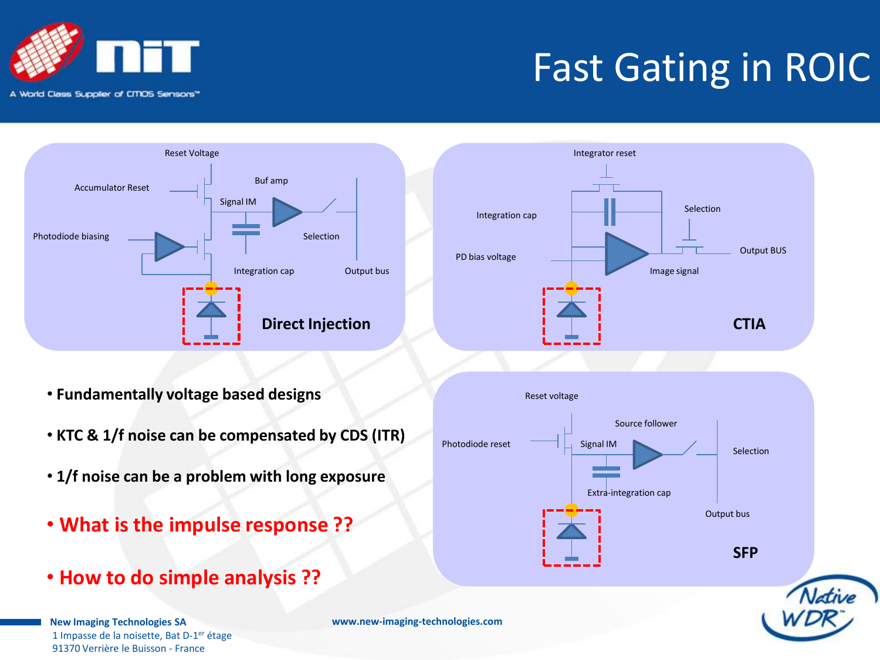# Fast Gating in ROIC

Reset Voltage

Accumulator Reset

Buf amp

Signal IM

Photodiode biasing

Selection

Integration cap

Output bus

**Direct Injection**

Integrator reset

Integration cap

Selection

PD bias voltage

Output BUS

Image signal

**CTIA**

- **Fundamentally voltage based designs**
- **KTC & 1/f noise can be compensated by CDS (ITR)**
- **1/f noise can be a problem with long exposure**
- **What is the impulse response ??**
- **How to do simple analysis ??**

Reset voltage

Source follower

Photodiode reset

Signal IM

Selection

Extra-integration cap

Output bus

**SFP**

**New Imaging Technologies SA**
1 Impasse de la noisette, Bat D-1er étage
91370 Verrière le Buisson - France

**www.new-imaging-technologies.com**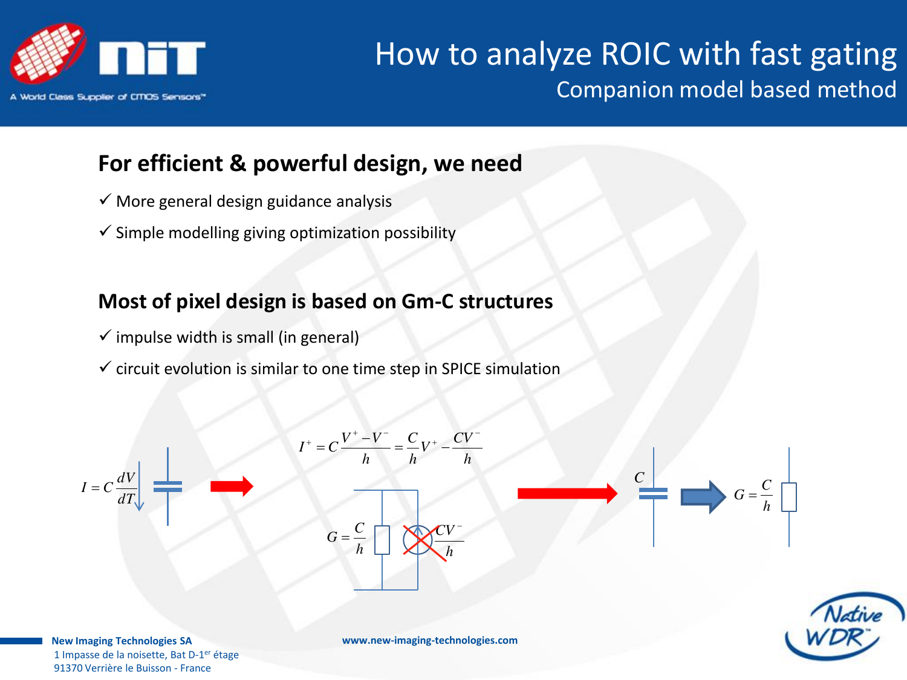# How to analyze ROIC with fast gating

## Companion model based method

### For efficient & powerful design, we need

- ✓ More general design guidance analysis
- ✓ Simple modelling giving optimization possibility

### Most of pixel design is based on Gm-C structures

- ✓ impulse width is small (in general)
- ✓ circuit evolution is similar to one time step in SPICE simulation

$$I = C\frac{dV}{dT}$$

$$I^{+} = C\frac{V^{+} - V^{-}}{h} = \frac{C}{h}V^{+} - \frac{CV^{-}}{h}$$

$$G = \frac{C}{h}$$

$$\frac{CV^{-}}{h}$$

$C$

$$G = \frac{C}{h}$$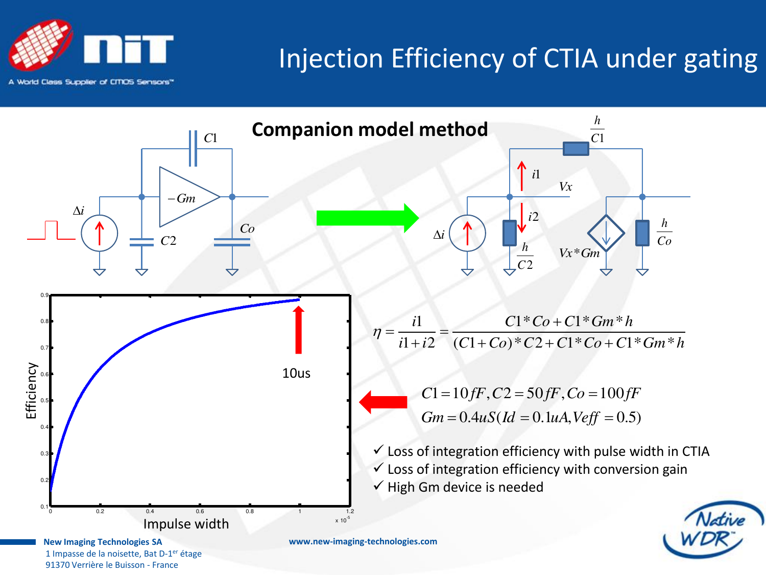# Injection Efficiency of CTIA under gating

## Companion model method

$$\eta = \frac{i1}{i1+i2} = \frac{C1*Co + C1*Gm*h}{(C1+Co)*C2 + C1*Co + C1*Gm*h}$$

$$C1 = 10fF, C2 = 50fF, Co = 100fF$$

$$Gm = 0.4uS(Id = 0.1uA, Veff = 0.5)$$

- ✓ Loss of integration efficiency with pulse width in CTIA
- ✓ Loss of integration efficiency with conversion gain
- ✓ High Gm device is needed

**New Imaging Technologies SA**
1 Impasse de la noisette, Bat D-1[er] étage
91370 Verrière le Buisson - France

**www.new-imaging-technologies.com**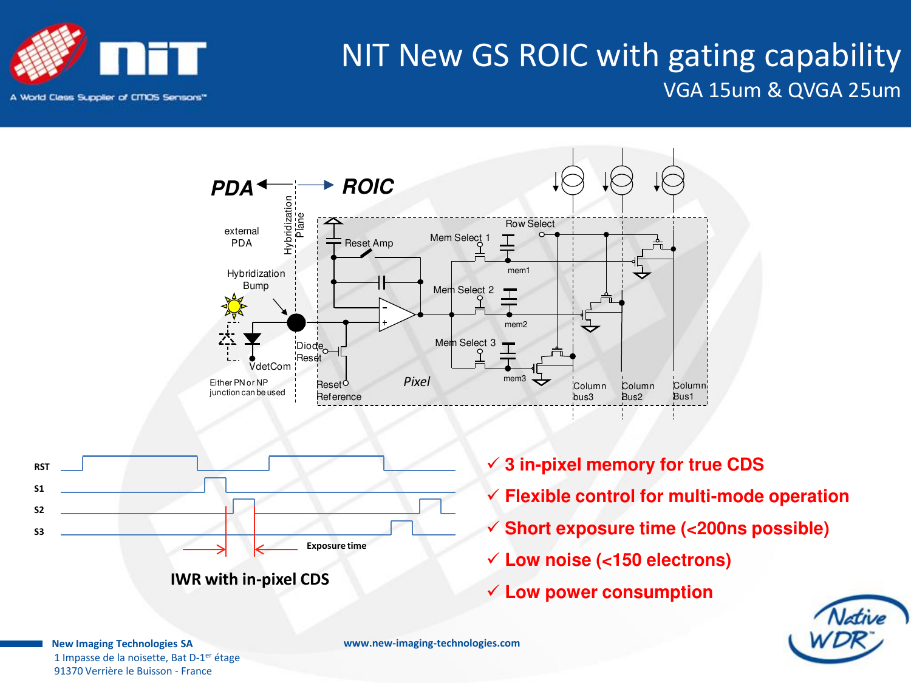# NIT New GS ROIC with gating capability

## VGA 15um & QVGA 25um

PDA ← Hybridization Plane → ROIC

external PDA

Hybridization Bump

VdetCom

Either PN or NP junction can be used

Reset Amp

Diode Reset

Reset Reference

Pixel

Mem Select 1, mem1

Mem Select 2, mem2

Mem Select 3, mem3

Row Select

Column bus3, Column Bus2, Column Bus1

RST

S1

S2

S3

Exposure time

**IWR with in-pixel CDS**

- ✓ **3 in-pixel memory for true CDS**
- ✓ **Flexible control for multi-mode operation**
- ✓ **Short exposure time (<200ns possible)**
- ✓ **Low noise (<150 electrons)**
- ✓ **Low power consumption**

**New Imaging Technologies SA**
1 Impasse de la noisette, Bat D-1er étage
91370 Verrière le Buisson - France

**www.new-imaging-technologies.com**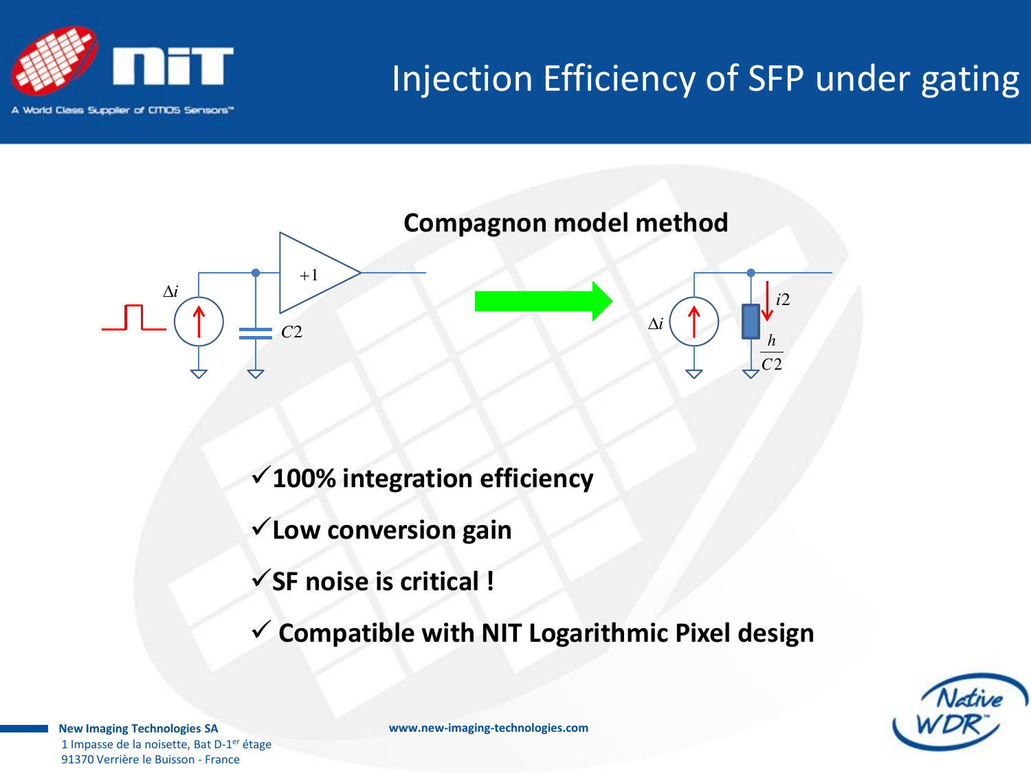# Injection Efficiency of SFP under gating

**Compagnon model method**

$\Delta i$ $C2$ $+1$ → $\Delta i$ $i2$ $\frac{h}{C2}$

- ✓ **100% integration efficiency**
- ✓ **Low conversion gain**
- ✓ **SF noise is critical !**
- ✓ **Compatible with NIT Logarithmic Pixel design**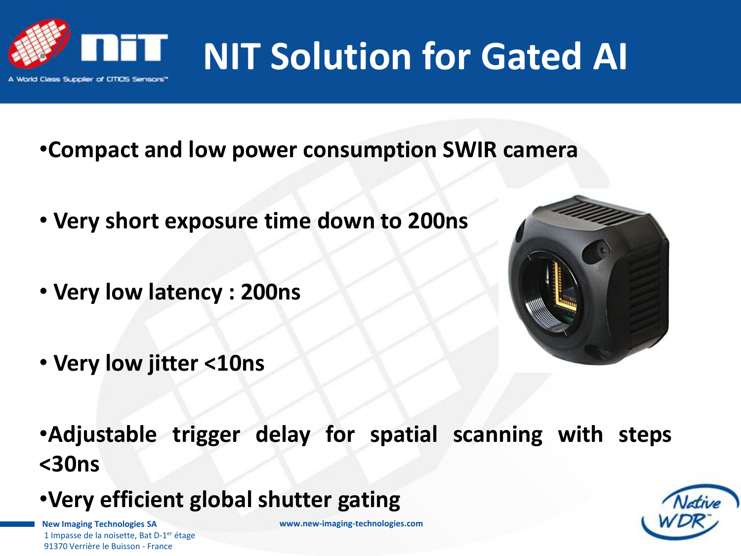# NIT Solution for Gated AI

- **Compact and low power consumption SWIR camera**
- **Very short exposure time down to 200ns**
- **Very low latency : 200ns**
- **Very low jitter <10ns**
- **Adjustable trigger delay for spatial scanning with steps <30ns**
- **Very efficient global shutter gating**

**New Imaging Technologies SA**
1 Impasse de la noisette, Bat D-1er étage
91370 Verrière le Buisson - France

**www.new-imaging-technologies.com**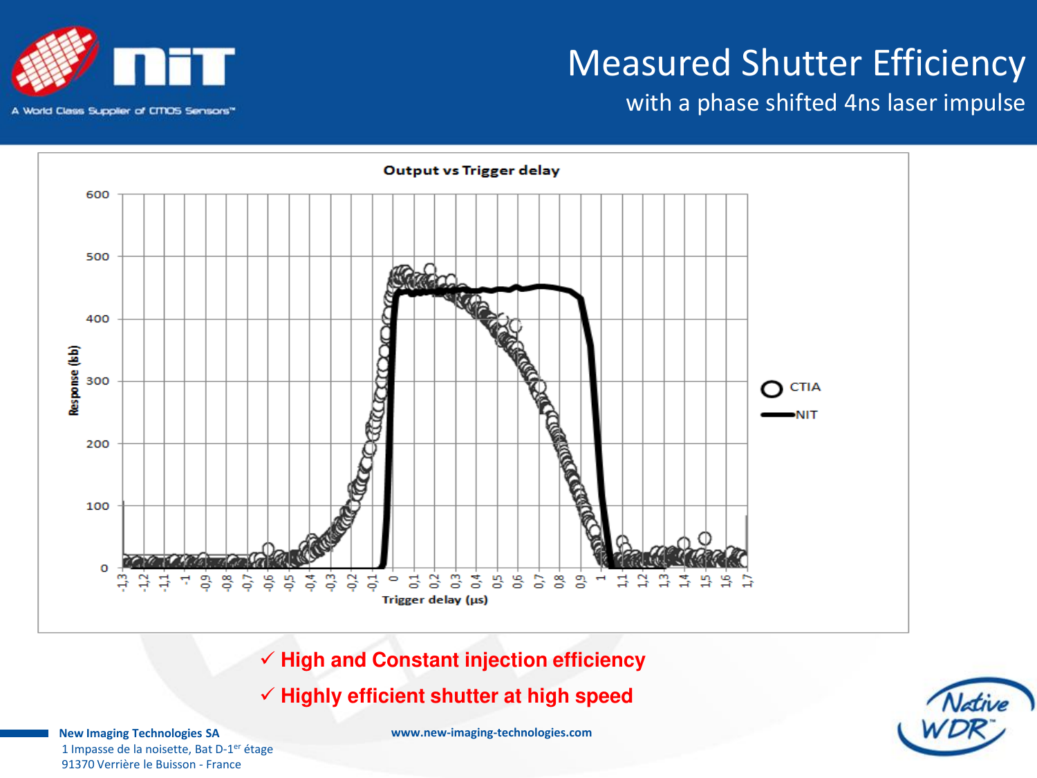# Measured Shutter Efficiency

## with a phase shifted 4ns laser impulse

**Output vs Trigger delay**

Response (lsb)

Trigger delay (µs)

CTIA

NIT

- ✓ **High and Constant injection efficiency**
- ✓ **Highly efficient shutter at high speed**

**New Imaging Technologies SA**
1 Impasse de la noisette, Bat D-1er étage
91370 Verrière le Buisson - France

**www.new-imaging-technologies.com**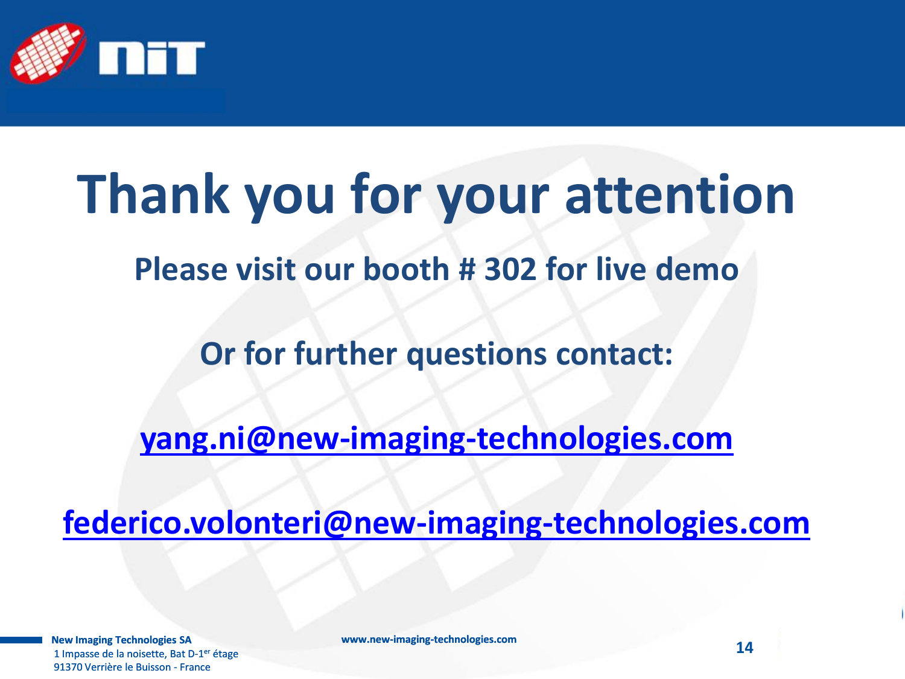# Thank you for your attention

**Please visit our booth # 302 for live demo**

**Or for further questions contact:**

**yang.ni@new-imaging-technologies.com**

**federico.volonteri@new-imaging-technologies.com**

**New Imaging Technologies SA**
1 Impasse de la noisette, Bat D-1er étage
91370 Verrière le Buisson - France

**www.new-imaging-technologies.com**